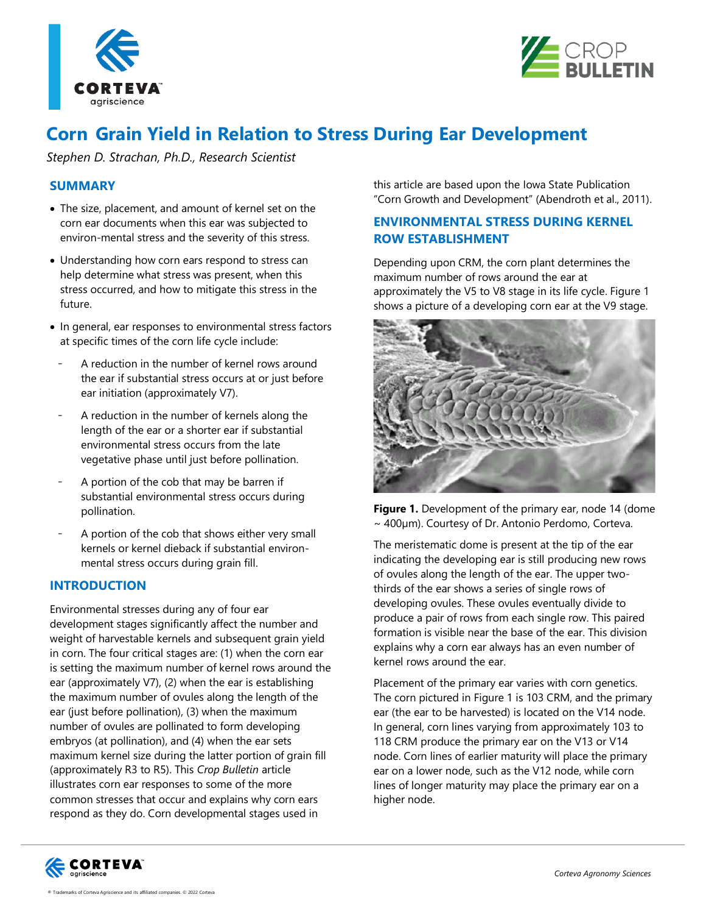# Corn Grain Yield in Relation to Stress During Ear Development

*Stephen D. Strachan, Ph.D., Research Scientist*

## SUMMARY

- The size, placement, and amount of kernel set on the corn ear documents when this ear was subjected to environ-mental stress and the severity of this stress.
- Understanding how corn ears respond to stress can help determine what stress was present, when this stress occurred, and how to mitigate this stress in the future.
- In general, ear responses to environmental stress factors at specific times of the corn life cycle include:
  - A reduction in the number of kernel rows around the ear if substantial stress occurs at or just before ear initiation (approximately V7).
  - A reduction in the number of kernels along the length of the ear or a shorter ear if substantial environmental stress occurs from the late vegetative phase until just before pollination.
  - A portion of the cob that may be barren if substantial environmental stress occurs during pollination.
  - A portion of the cob that shows either very small kernels or kernel dieback if substantial environ-mental stress occurs during grain fill.

## INTRODUCTION

Environmental stresses during any of four ear development stages significantly affect the number and weight of harvestable kernels and subsequent grain yield in corn. The four critical stages are: (1) when the corn ear is setting the maximum number of kernel rows around the ear (approximately V7), (2) when the ear is establishing the maximum number of ovules along the length of the ear (just before pollination), (3) when the maximum number of ovules are pollinated to form developing embryos (at pollination), and (4) when the ear sets maximum kernel size during the latter portion of grain fill (approximately R3 to R5). This *Crop Bulletin* article illustrates corn ear responses to some of the more common stresses that occur and explains why corn ears respond as they do. Corn developmental stages used in this article are based upon the Iowa State Publication "Corn Growth and Development" (Abendroth et al., 2011).

## ENVIRONMENTAL STRESS DURING KERNEL ROW ESTABLISHMENT

Depending upon CRM, the corn plant determines the maximum number of rows around the ear at approximately the V5 to V8 stage in its life cycle. Figure 1 shows a picture of a developing corn ear at the V9 stage.

**Figure 1.** Development of the primary ear, node 14 (dome ~ 400µm). Courtesy of Dr. Antonio Perdomo, Corteva.

The meristematic dome is present at the tip of the ear indicating the developing ear is still producing new rows of ovules along the length of the ear. The upper two-thirds of the ear shows a series of single rows of developing ovules. These ovules eventually divide to produce a pair of rows from each single row. This paired formation is visible near the base of the ear. This division explains why a corn ear always has an even number of kernel rows around the ear.

Placement of the primary ear varies with corn genetics. The corn pictured in Figure 1 is 103 CRM, and the primary ear (the ear to be harvested) is located on the V14 node. In general, corn lines varying from approximately 103 to 118 CRM produce the primary ear on the V13 or V14 node. Corn lines of earlier maturity will place the primary ear on a lower node, such as the V12 node, while corn lines of longer maturity may place the primary ear on a higher node.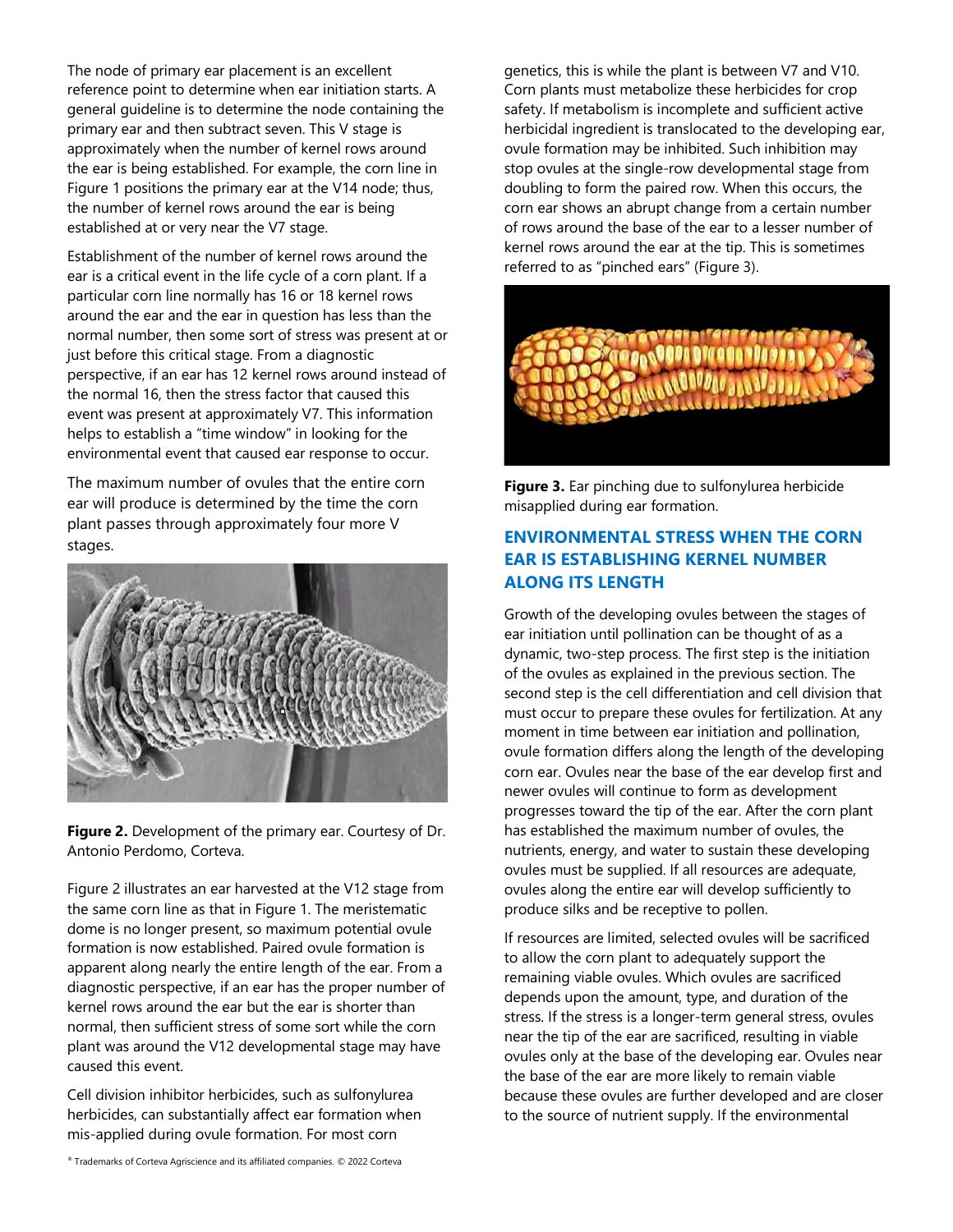The node of primary ear placement is an excellent reference point to determine when ear initiation starts. A general guideline is to determine the node containing the primary ear and then subtract seven. This V stage is approximately when the number of kernel rows around the ear is being established. For example, the corn line in Figure 1 positions the primary ear at the V14 node; thus, the number of kernel rows around the ear is being established at or very near the V7 stage.

Establishment of the number of kernel rows around the ear is a critical event in the life cycle of a corn plant. If a particular corn line normally has 16 or 18 kernel rows around the ear and the ear in question has less than the normal number, then some sort of stress was present at or just before this critical stage. From a diagnostic perspective, if an ear has 12 kernel rows around instead of the normal 16, then the stress factor that caused this event was present at approximately V7. This information helps to establish a "time window" in looking for the environmental event that caused ear response to occur.

The maximum number of ovules that the entire corn ear will produce is determined by the time the corn plant passes through approximately four more V stages.

**Figure 2.** Development of the primary ear. Courtesy of Dr. Antonio Perdomo, Corteva.

Figure 2 illustrates an ear harvested at the V12 stage from the same corn line as that in Figure 1. The meristematic dome is no longer present, so maximum potential ovule formation is now established. Paired ovule formation is apparent along nearly the entire length of the ear. From a diagnostic perspective, if an ear has the proper number of kernel rows around the ear but the ear is shorter than normal, then sufficient stress of some sort while the corn plant was around the V12 developmental stage may have caused this event.

Cell division inhibitor herbicides, such as sulfonylurea herbicides, can substantially affect ear formation when mis-applied during ovule formation. For most corn genetics, this is while the plant is between V7 and V10. Corn plants must metabolize these herbicides for crop safety. If metabolism is incomplete and sufficient active herbicidal ingredient is translocated to the developing ear, ovule formation may be inhibited. Such inhibition may stop ovules at the single-row developmental stage from doubling to form the paired row. When this occurs, the corn ear shows an abrupt change from a certain number of rows around the base of the ear to a lesser number of kernel rows around the ear at the tip. This is sometimes referred to as "pinched ears" (Figure 3).

**Figure 3.** Ear pinching due to sulfonylurea herbicide misapplied during ear formation.

## ENVIRONMENTAL STRESS WHEN THE CORN EAR IS ESTABLISHING KERNEL NUMBER ALONG ITS LENGTH

Growth of the developing ovules between the stages of ear initiation until pollination can be thought of as a dynamic, two-step process. The first step is the initiation of the ovules as explained in the previous section. The second step is the cell differentiation and cell division that must occur to prepare these ovules for fertilization. At any moment in time between ear initiation and pollination, ovule formation differs along the length of the developing corn ear. Ovules near the base of the ear develop first and newer ovules will continue to form as development progresses toward the tip of the ear. After the corn plant has established the maximum number of ovules, the nutrients, energy, and water to sustain these developing ovules must be supplied. If all resources are adequate, ovules along the entire ear will develop sufficiently to produce silks and be receptive to pollen.

If resources are limited, selected ovules will be sacrificed to allow the corn plant to adequately support the remaining viable ovules. Which ovules are sacrificed depends upon the amount, type, and duration of the stress. If the stress is a longer-term general stress, ovules near the tip of the ear are sacrificed, resulting in viable ovules only at the base of the developing ear. Ovules near the base of the ear are more likely to remain viable because these ovules are further developed and are closer to the source of nutrient supply. If the environmental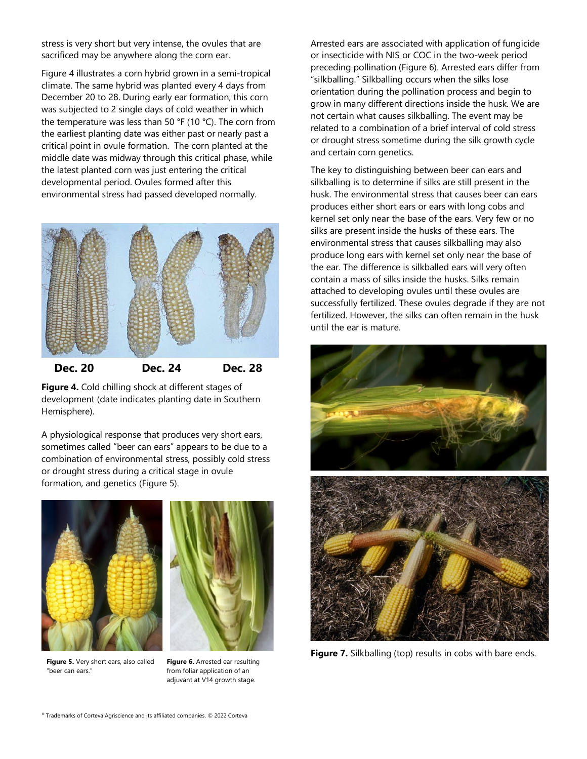stress is very short but very intense, the ovules that are sacrificed may be anywhere along the corn ear.

Figure 4 illustrates a corn hybrid grown in a semi-tropical climate. The same hybrid was planted every 4 days from December 20 to 28. During early ear formation, this corn was subjected to 2 single days of cold weather in which the temperature was less than 50 °F (10 °C). The corn from the earliest planting date was either past or nearly past a critical point in ovule formation. The corn planted at the middle date was midway through this critical phase, while the latest planted corn was just entering the critical developmental period. Ovules formed after this environmental stress had passed developed normally.

**Dec. 20** **Dec. 24** **Dec. 28**

**Figure 4.** Cold chilling shock at different stages of development (date indicates planting date in Southern Hemisphere).

A physiological response that produces very short ears, sometimes called "beer can ears" appears to be due to a combination of environmental stress, possibly cold stress or drought stress during a critical stage in ovule formation, and genetics (Figure 5).

**Figure 5.** Very short ears, also called "beer can ears."

**Figure 6.** Arrested ear resulting from foliar application of an adjuvant at V14 growth stage.

Arrested ears are associated with application of fungicide or insecticide with NIS or COC in the two-week period preceding pollination (Figure 6). Arrested ears differ from "silkballing." Silkballing occurs when the silks lose orientation during the pollination process and begin to grow in many different directions inside the husk. We are not certain what causes silkballing. The event may be related to a combination of a brief interval of cold stress or drought stress sometime during the silk growth cycle and certain corn genetics.

The key to distinguishing between beer can ears and silkballing is to determine if silks are still present in the husk. The environmental stress that causes beer can ears produces either short ears or ears with long cobs and kernel set only near the base of the ears. Very few or no silks are present inside the husks of these ears. The environmental stress that causes silkballing may also produce long ears with kernel set only near the base of the ear. The difference is silkballed ears will very often contain a mass of silks inside the husks. Silks remain attached to developing ovules until these ovules are successfully fertilized. These ovules degrade if they are not fertilized. However, the silks can often remain in the husk until the ear is mature.

**Figure 7.** Silkballing (top) results in cobs with bare ends.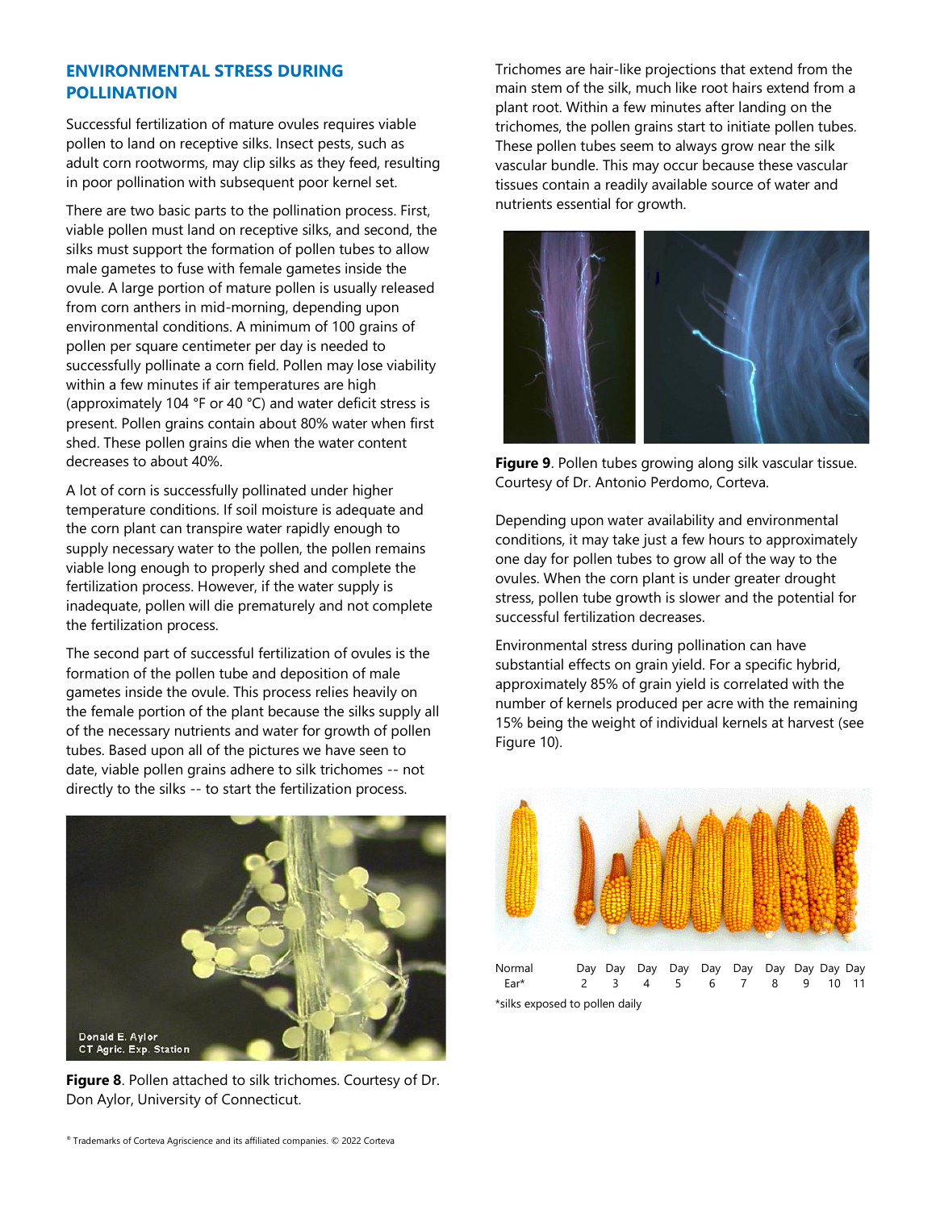## ENVIRONMENTAL STRESS DURING POLLINATION

Successful fertilization of mature ovules requires viable pollen to land on receptive silks. Insect pests, such as adult corn rootworms, may clip silks as they feed, resulting in poor pollination with subsequent poor kernel set.

There are two basic parts to the pollination process. First, viable pollen must land on receptive silks, and second, the silks must support the formation of pollen tubes to allow male gametes to fuse with female gametes inside the ovule. A large portion of mature pollen is usually released from corn anthers in mid-morning, depending upon environmental conditions. A minimum of 100 grains of pollen per square centimeter per day is needed to successfully pollinate a corn field. Pollen may lose viability within a few minutes if air temperatures are high (approximately 104 °F or 40 °C) and water deficit stress is present. Pollen grains contain about 80% water when first shed. These pollen grains die when the water content decreases to about 40%.

A lot of corn is successfully pollinated under higher temperature conditions. If soil moisture is adequate and the corn plant can transpire water rapidly enough to supply necessary water to the pollen, the pollen remains viable long enough to properly shed and complete the fertilization process. However, if the water supply is inadequate, pollen will die prematurely and not complete the fertilization process.

The second part of successful fertilization of ovules is the formation of the pollen tube and deposition of male gametes inside the ovule. This process relies heavily on the female portion of the plant because the silks supply all of the necessary nutrients and water for growth of pollen tubes. Based upon all of the pictures we have seen to date, viable pollen grains adhere to silk trichomes -- not directly to the silks -- to start the fertilization process.

Donald E. Aylor
CT Agric. Exp. Station

**Figure 8**. Pollen attached to silk trichomes. Courtesy of Dr. Don Aylor, University of Connecticut.

Trichomes are hair-like projections that extend from the main stem of the silk, much like root hairs extend from a plant root. Within a few minutes after landing on the trichomes, the pollen grains start to initiate pollen tubes. These pollen tubes seem to always grow near the silk vascular bundle. This may occur because these vascular tissues contain a readily available source of water and nutrients essential for growth.

**Figure 9**. Pollen tubes growing along silk vascular tissue. Courtesy of Dr. Antonio Perdomo, Corteva.

Depending upon water availability and environmental conditions, it may take just a few hours to approximately one day for pollen tubes to grow all of the way to the ovules. When the corn plant is under greater drought stress, pollen tube growth is slower and the potential for successful fertilization decreases.

Environmental stress during pollination can have substantial effects on grain yield. For a specific hybrid, approximately 85% of grain yield is correlated with the number of kernels produced per acre with the remaining 15% being the weight of individual kernels at harvest (see Figure 10).

Normal Ear* | Day 2 | Day 3 | Day 4 | Day 5 | Day 6 | Day 7 | Day 8 | Day 9 | Day 10 | Day 11

*silks exposed to pollen daily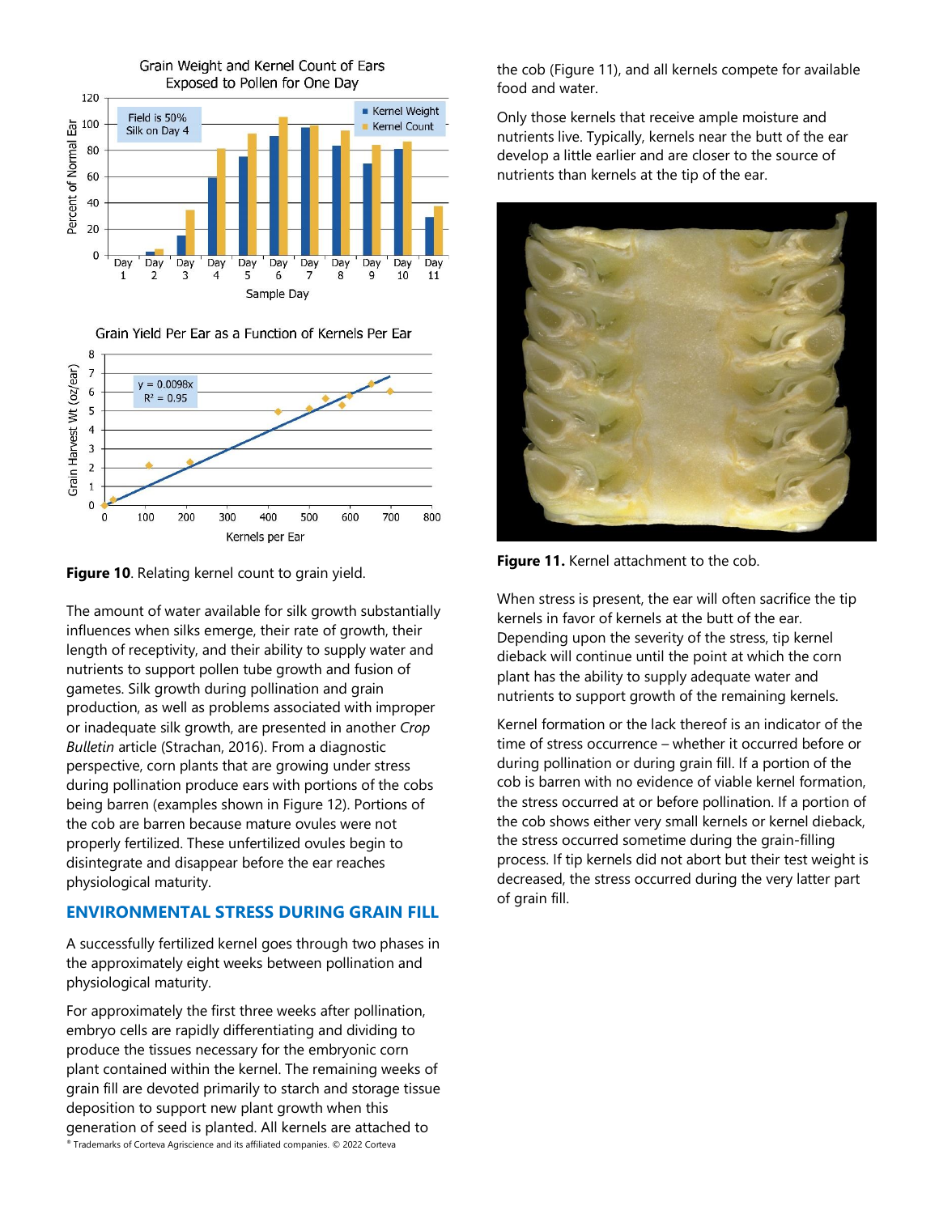**Figure 10**. Relating kernel count to grain yield.

The amount of water available for silk growth substantially influences when silks emerge, their rate of growth, their length of receptivity, and their ability to supply water and nutrients to support pollen tube growth and fusion of gametes. Silk growth during pollination and grain production, as well as problems associated with improper or inadequate silk growth, are presented in another *Crop Bulletin* article (Strachan, 2016). From a diagnostic perspective, corn plants that are growing under stress during pollination produce ears with portions of the cobs being barren (examples shown in Figure 12). Portions of the cob are barren because mature ovules were not properly fertilized. These unfertilized ovules begin to disintegrate and disappear before the ear reaches physiological maturity.

## ENVIRONMENTAL STRESS DURING GRAIN FILL

A successfully fertilized kernel goes through two phases in the approximately eight weeks between pollination and physiological maturity.

For approximately the first three weeks after pollination, embryo cells are rapidly differentiating and dividing to produce the tissues necessary for the embryonic corn plant contained within the kernel. The remaining weeks of grain fill are devoted primarily to starch and storage tissue deposition to support new plant growth when this generation of seed is planted. All kernels are attached to the cob (Figure 11), and all kernels compete for available food and water.

Only those kernels that receive ample moisture and nutrients live. Typically, kernels near the butt of the ear develop a little earlier and are closer to the source of nutrients than kernels at the tip of the ear.

**Figure 11.** Kernel attachment to the cob.

When stress is present, the ear will often sacrifice the tip kernels in favor of kernels at the butt of the ear. Depending upon the severity of the stress, tip kernel dieback will continue until the point at which the corn plant has the ability to supply adequate water and nutrients to support growth of the remaining kernels.

Kernel formation or the lack thereof is an indicator of the time of stress occurrence – whether it occurred before or during pollination or during grain fill. If a portion of the cob is barren with no evidence of viable kernel formation, the stress occurred at or before pollination. If a portion of the cob shows either very small kernels or kernel dieback, the stress occurred sometime during the grain-filling process. If tip kernels did not abort but their test weight is decreased, the stress occurred during the very latter part of grain fill.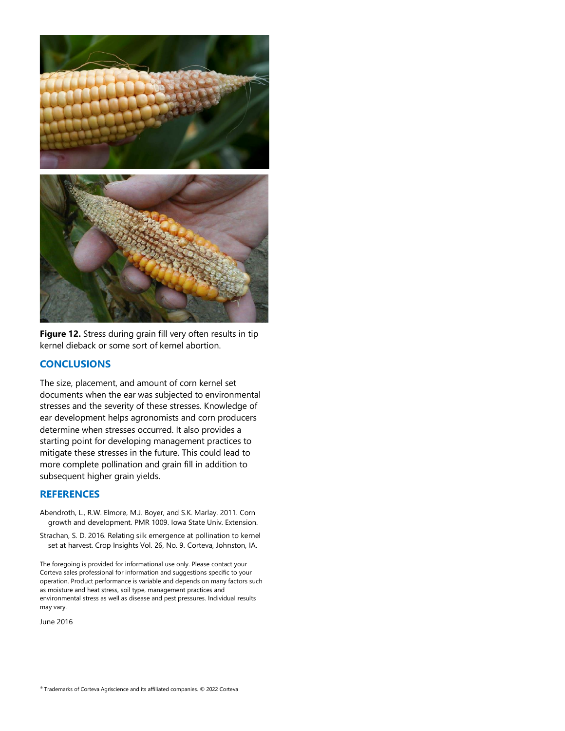**Figure 12.** Stress during grain fill very often results in tip kernel dieback or some sort of kernel abortion.

## CONCLUSIONS

The size, placement, and amount of corn kernel set documents when the ear was subjected to environmental stresses and the severity of these stresses. Knowledge of ear development helps agronomists and corn producers determine when stresses occurred. It also provides a starting point for developing management practices to mitigate these stresses in the future. This could lead to more complete pollination and grain fill in addition to subsequent higher grain yields.

## REFERENCES

Abendroth, L., R.W. Elmore, M.J. Boyer, and S.K. Marlay. 2011. Corn growth and development. PMR 1009. Iowa State Univ. Extension.

Strachan, S. D. 2016. Relating silk emergence at pollination to kernel set at harvest. Crop Insights Vol. 26, No. 9. Corteva, Johnston, IA.

The foregoing is provided for informational use only. Please contact your Corteva sales professional for information and suggestions specific to your operation. Product performance is variable and depends on many factors such as moisture and heat stress, soil type, management practices and environmental stress as well as disease and pest pressures. Individual results may vary.

June 2016

® Trademarks of Corteva Agriscience and its affiliated companies. © 2022 Corteva